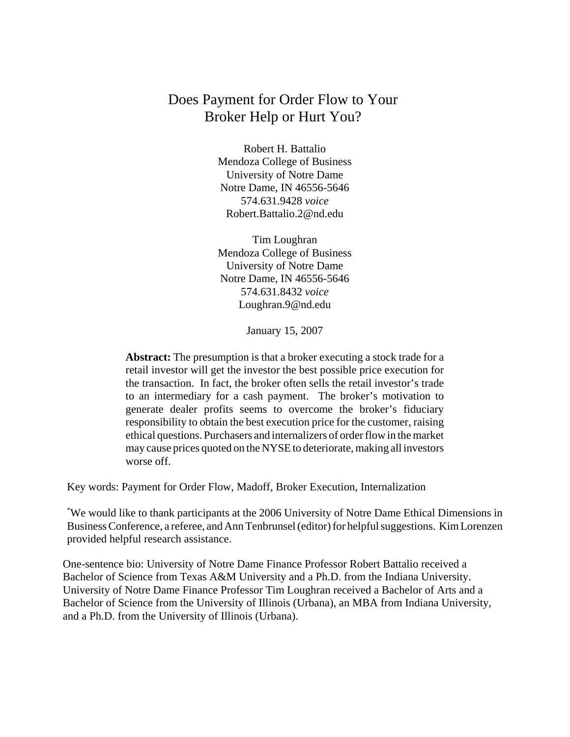# Does Payment for Order Flow to Your Broker Help or Hurt You?

Robert H. Battalio
Mendoza College of Business
University of Notre Dame
Notre Dame, IN 46556-5646
574.631.9428 *voice*
Robert.Battalio.2@nd.edu

Tim Loughran
Mendoza College of Business
University of Notre Dame
Notre Dame, IN 46556-5646
574.631.8432 *voice*
Loughran.9@nd.edu

January 15, 2007

**Abstract:** The presumption is that a broker executing a stock trade for a retail investor will get the investor the best possible price execution for the transaction. In fact, the broker often sells the retail investor's trade to an intermediary for a cash payment. The broker's motivation to generate dealer profits seems to overcome the broker's fiduciary responsibility to obtain the best execution price for the customer, raising ethical questions. Purchasers and internalizers of order flow in the market may cause prices quoted on the NYSE to deteriorate, making all investors worse off.

Key words: Payment for Order Flow, Madoff, Broker Execution, Internalization

*We would like to thank participants at the 2006 University of Notre Dame Ethical Dimensions in Business Conference, a referee, and Ann Tenbrunsel (editor) for helpful suggestions. Kim Lorenzen provided helpful research assistance.

One-sentence bio: University of Notre Dame Finance Professor Robert Battalio received a Bachelor of Science from Texas A&M University and a Ph.D. from the Indiana University. University of Notre Dame Finance Professor Tim Loughran received a Bachelor of Arts and a Bachelor of Science from the University of Illinois (Urbana), an MBA from Indiana University, and a Ph.D. from the University of Illinois (Urbana).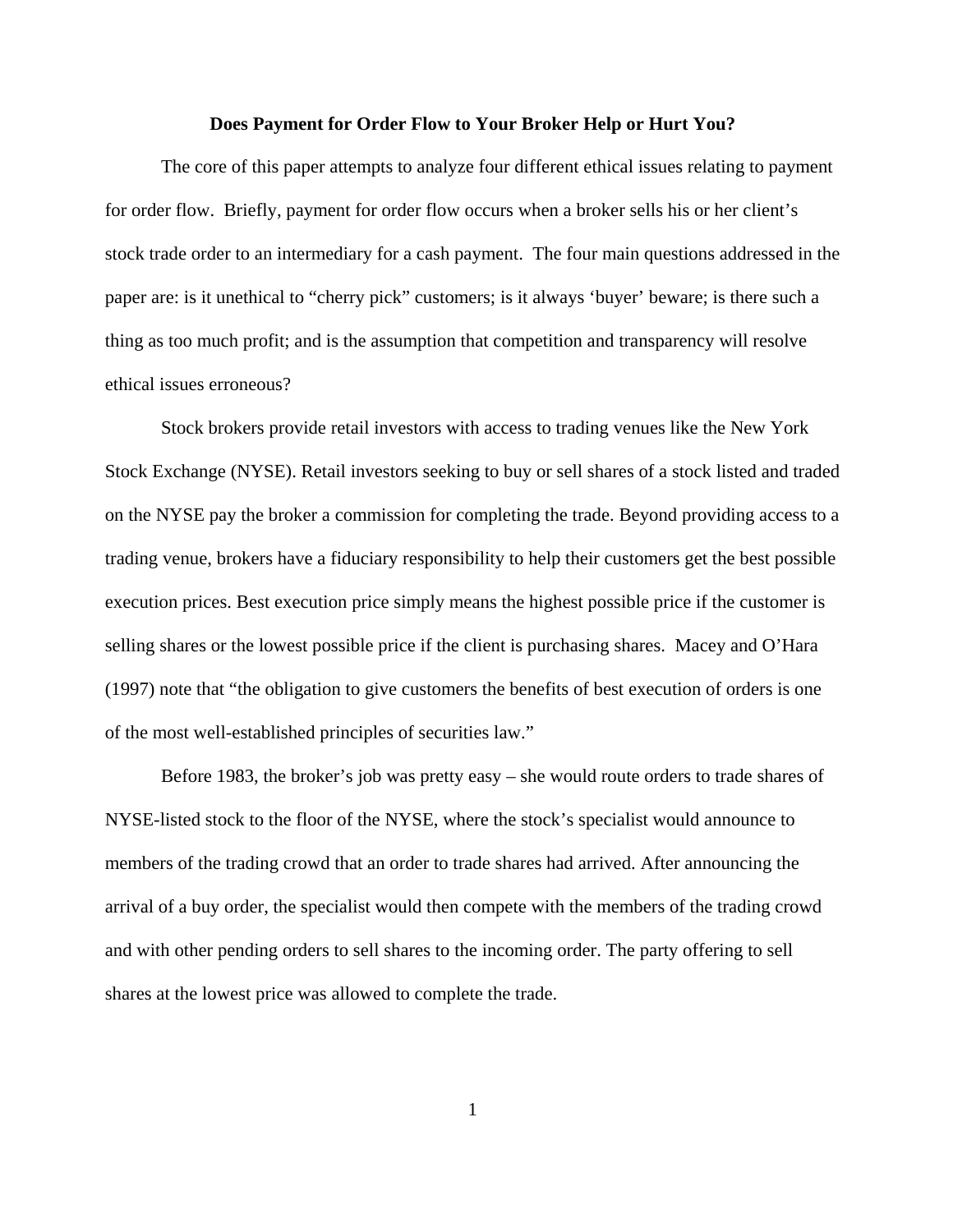**Does Payment for Order Flow to Your Broker Help or Hurt You?**

The core of this paper attempts to analyze four different ethical issues relating to payment for order flow. Briefly, payment for order flow occurs when a broker sells his or her client's stock trade order to an intermediary for a cash payment. The four main questions addressed in the paper are: is it unethical to "cherry pick" customers; is it always 'buyer' beware; is there such a thing as too much profit; and is the assumption that competition and transparency will resolve ethical issues erroneous?

Stock brokers provide retail investors with access to trading venues like the New York Stock Exchange (NYSE). Retail investors seeking to buy or sell shares of a stock listed and traded on the NYSE pay the broker a commission for completing the trade. Beyond providing access to a trading venue, brokers have a fiduciary responsibility to help their customers get the best possible execution prices. Best execution price simply means the highest possible price if the customer is selling shares or the lowest possible price if the client is purchasing shares. Macey and O'Hara (1997) note that "the obligation to give customers the benefits of best execution of orders is one of the most well-established principles of securities law."

Before 1983, the broker's job was pretty easy – she would route orders to trade shares of NYSE-listed stock to the floor of the NYSE, where the stock's specialist would announce to members of the trading crowd that an order to trade shares had arrived. After announcing the arrival of a buy order, the specialist would then compete with the members of the trading crowd and with other pending orders to sell shares to the incoming order. The party offering to sell shares at the lowest price was allowed to complete the trade.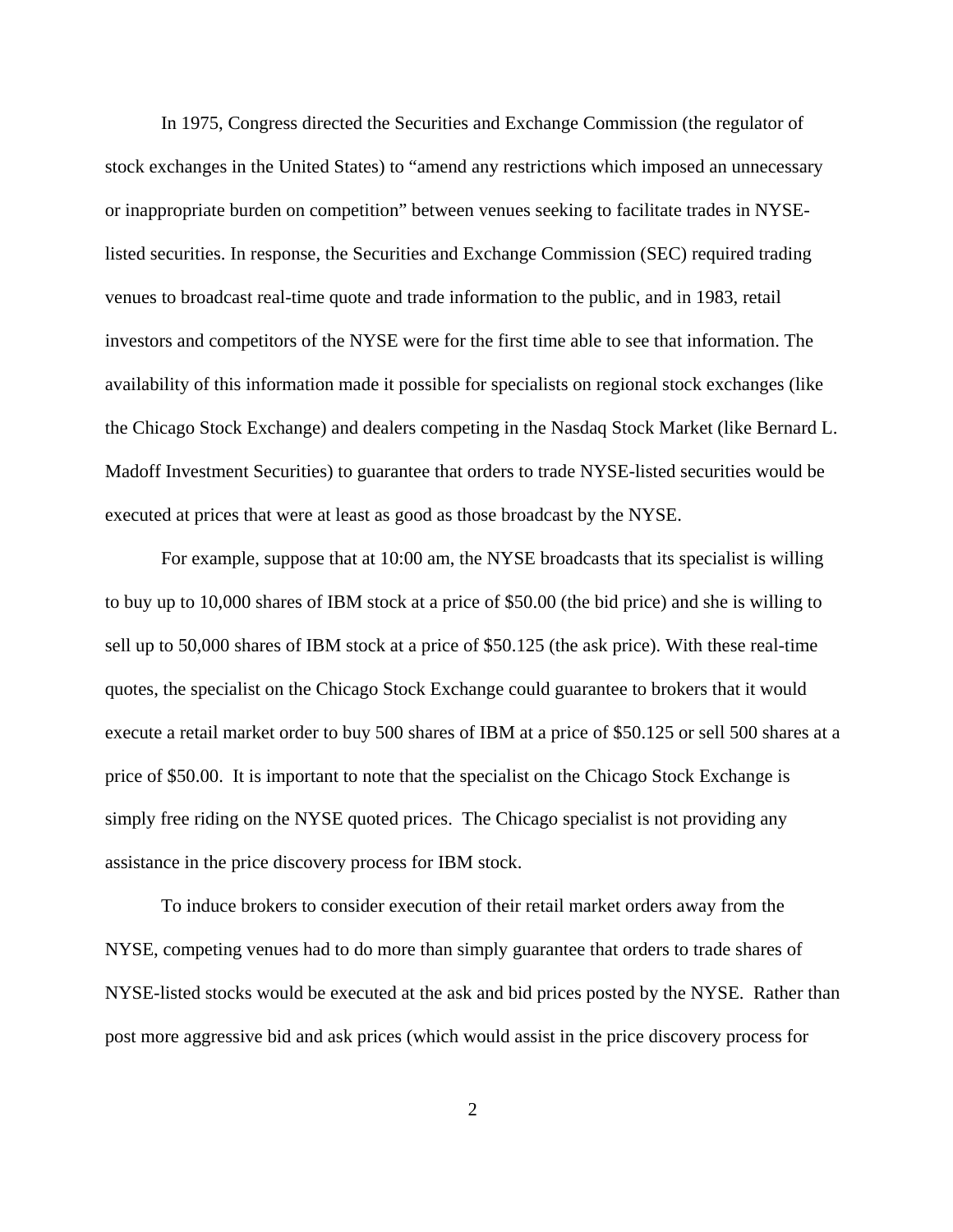In 1975, Congress directed the Securities and Exchange Commission (the regulator of stock exchanges in the United States) to "amend any restrictions which imposed an unnecessary or inappropriate burden on competition" between venues seeking to facilitate trades in NYSE-listed securities. In response, the Securities and Exchange Commission (SEC) required trading venues to broadcast real-time quote and trade information to the public, and in 1983, retail investors and competitors of the NYSE were for the first time able to see that information. The availability of this information made it possible for specialists on regional stock exchanges (like the Chicago Stock Exchange) and dealers competing in the Nasdaq Stock Market (like Bernard L. Madoff Investment Securities) to guarantee that orders to trade NYSE-listed securities would be executed at prices that were at least as good as those broadcast by the NYSE.

For example, suppose that at 10:00 am, the NYSE broadcasts that its specialist is willing to buy up to 10,000 shares of IBM stock at a price of $50.00 (the bid price) and she is willing to sell up to 50,000 shares of IBM stock at a price of $50.125 (the ask price). With these real-time quotes, the specialist on the Chicago Stock Exchange could guarantee to brokers that it would execute a retail market order to buy 500 shares of IBM at a price of $50.125 or sell 500 shares at a price of $50.00. It is important to note that the specialist on the Chicago Stock Exchange is simply free riding on the NYSE quoted prices. The Chicago specialist is not providing any assistance in the price discovery process for IBM stock.

To induce brokers to consider execution of their retail market orders away from the NYSE, competing venues had to do more than simply guarantee that orders to trade shares of NYSE-listed stocks would be executed at the ask and bid prices posted by the NYSE. Rather than post more aggressive bid and ask prices (which would assist in the price discovery process for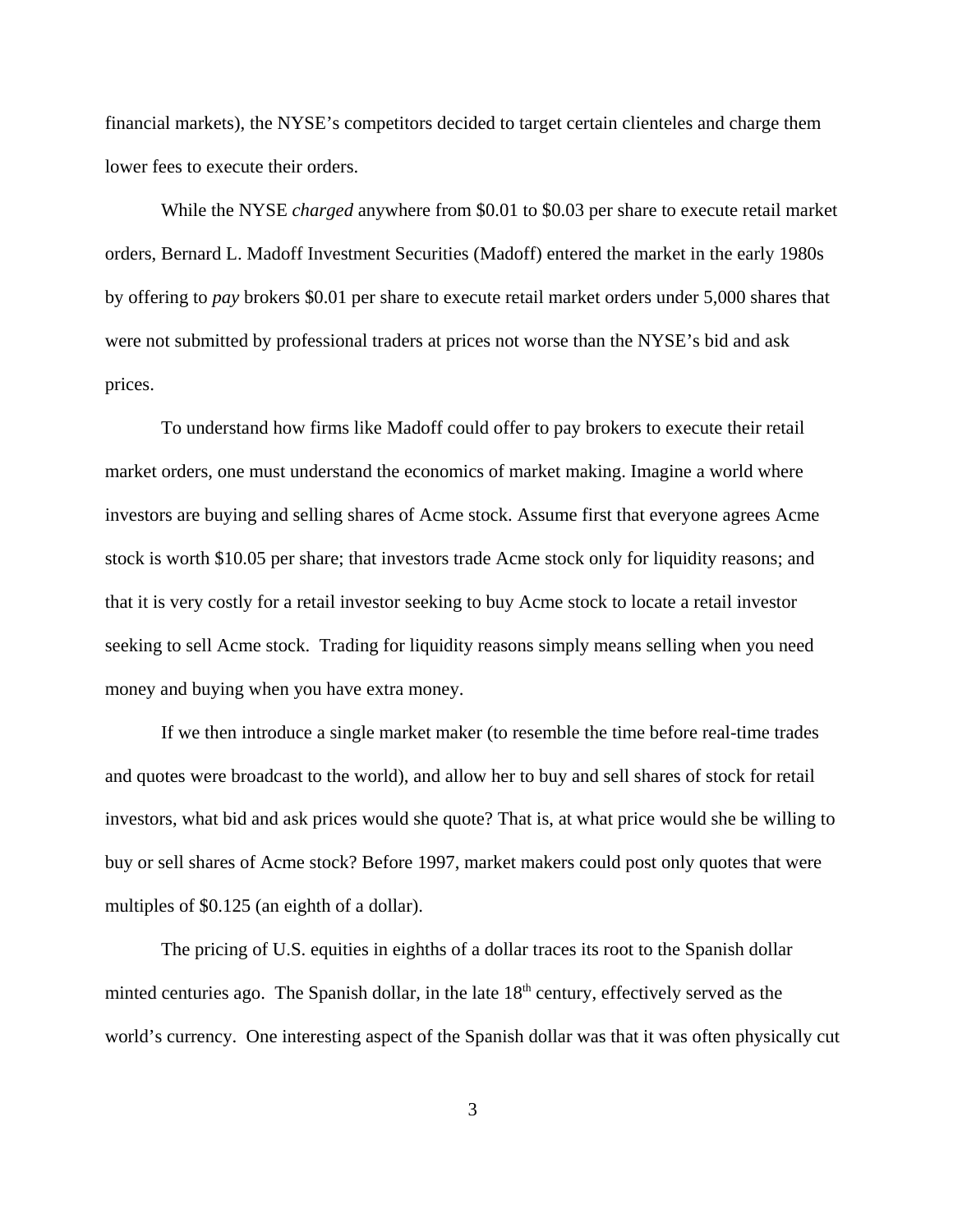financial markets), the NYSE's competitors decided to target certain clienteles and charge them lower fees to execute their orders.

While the NYSE *charged* anywhere from $0.01 to $0.03 per share to execute retail market orders, Bernard L. Madoff Investment Securities (Madoff) entered the market in the early 1980s by offering to *pay* brokers $0.01 per share to execute retail market orders under 5,000 shares that were not submitted by professional traders at prices not worse than the NYSE's bid and ask prices.

To understand how firms like Madoff could offer to pay brokers to execute their retail market orders, one must understand the economics of market making. Imagine a world where investors are buying and selling shares of Acme stock. Assume first that everyone agrees Acme stock is worth $10.05 per share; that investors trade Acme stock only for liquidity reasons; and that it is very costly for a retail investor seeking to buy Acme stock to locate a retail investor seeking to sell Acme stock. Trading for liquidity reasons simply means selling when you need money and buying when you have extra money.

If we then introduce a single market maker (to resemble the time before real-time trades and quotes were broadcast to the world), and allow her to buy and sell shares of stock for retail investors, what bid and ask prices would she quote? That is, at what price would she be willing to buy or sell shares of Acme stock? Before 1997, market makers could post only quotes that were multiples of $0.125 (an eighth of a dollar).

The pricing of U.S. equities in eighths of a dollar traces its root to the Spanish dollar minted centuries ago. The Spanish dollar, in the late 18th century, effectively served as the world's currency. One interesting aspect of the Spanish dollar was that it was often physically cut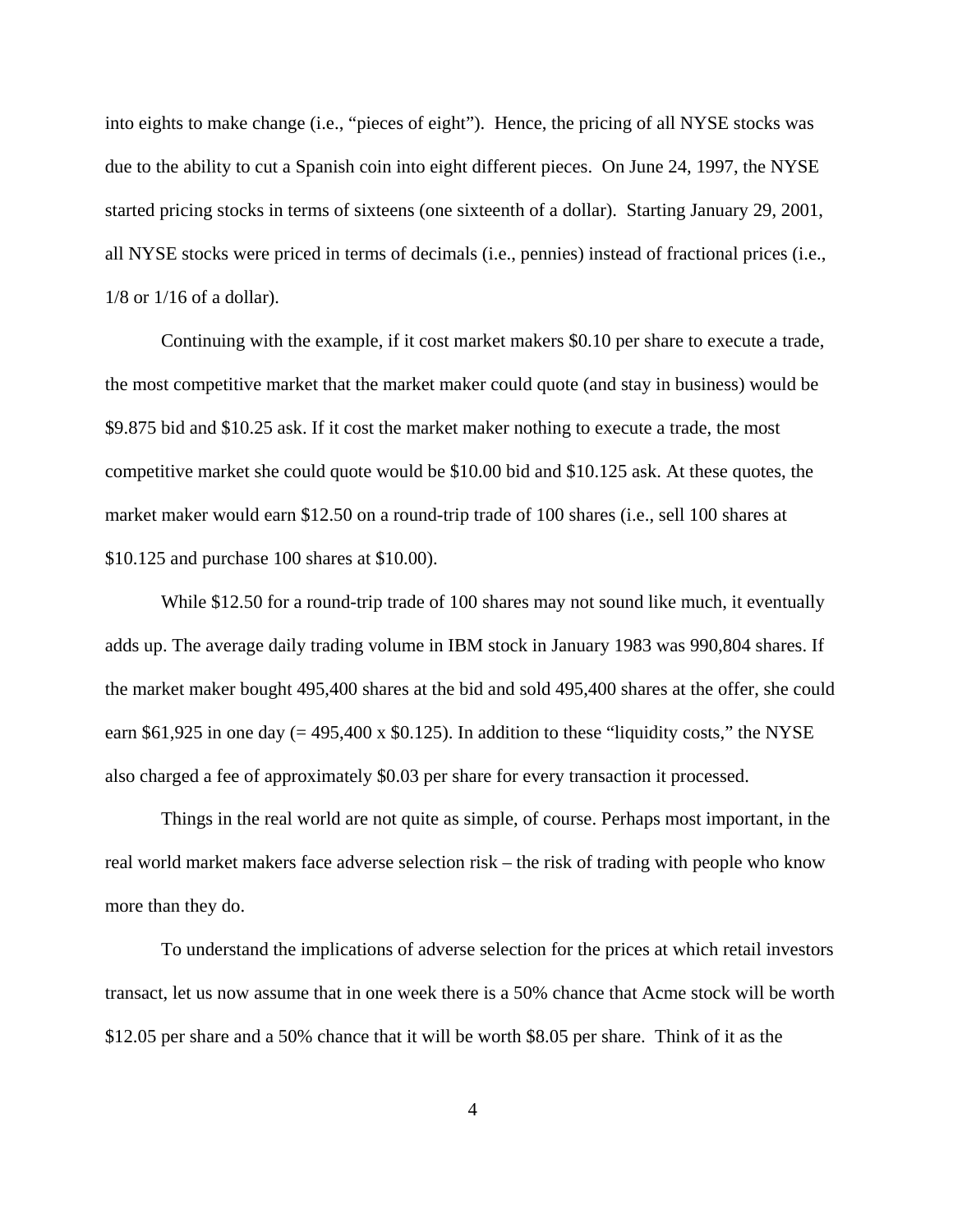into eights to make change (i.e., "pieces of eight"). Hence, the pricing of all NYSE stocks was due to the ability to cut a Spanish coin into eight different pieces. On June 24, 1997, the NYSE started pricing stocks in terms of sixteens (one sixteenth of a dollar). Starting January 29, 2001, all NYSE stocks were priced in terms of decimals (i.e., pennies) instead of fractional prices (i.e., 1/8 or 1/16 of a dollar).

Continuing with the example, if it cost market makers $0.10 per share to execute a trade, the most competitive market that the market maker could quote (and stay in business) would be $9.875 bid and $10.25 ask. If it cost the market maker nothing to execute a trade, the most competitive market she could quote would be $10.00 bid and $10.125 ask. At these quotes, the market maker would earn $12.50 on a round-trip trade of 100 shares (i.e., sell 100 shares at $10.125 and purchase 100 shares at $10.00).

While $12.50 for a round-trip trade of 100 shares may not sound like much, it eventually adds up. The average daily trading volume in IBM stock in January 1983 was 990,804 shares. If the market maker bought 495,400 shares at the bid and sold 495,400 shares at the offer, she could earn $61,925 in one day (= 495,400 x $0.125). In addition to these "liquidity costs," the NYSE also charged a fee of approximately $0.03 per share for every transaction it processed.

Things in the real world are not quite as simple, of course. Perhaps most important, in the real world market makers face adverse selection risk – the risk of trading with people who know more than they do.

To understand the implications of adverse selection for the prices at which retail investors transact, let us now assume that in one week there is a 50% chance that Acme stock will be worth $12.05 per share and a 50% chance that it will be worth $8.05 per share. Think of it as the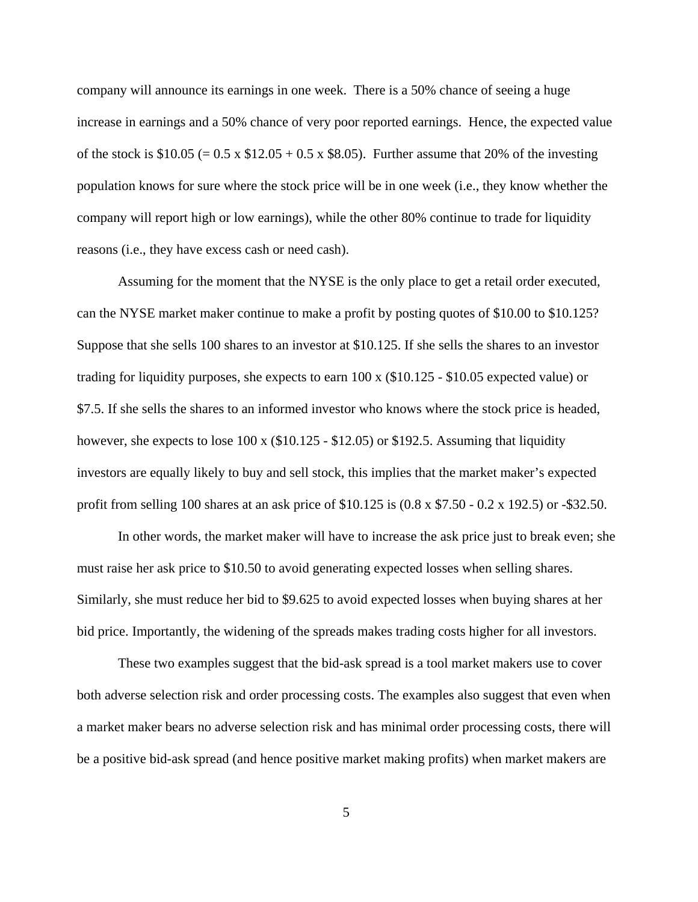company will announce its earnings in one week. There is a 50% chance of seeing a huge increase in earnings and a 50% chance of very poor reported earnings. Hence, the expected value of the stock is $10.05 (= 0.5 x $12.05 + 0.5 x $8.05). Further assume that 20% of the investing population knows for sure where the stock price will be in one week (i.e., they know whether the company will report high or low earnings), while the other 80% continue to trade for liquidity reasons (i.e., they have excess cash or need cash).

Assuming for the moment that the NYSE is the only place to get a retail order executed, can the NYSE market maker continue to make a profit by posting quotes of $10.00 to $10.125? Suppose that she sells 100 shares to an investor at $10.125. If she sells the shares to an investor trading for liquidity purposes, she expects to earn 100 x ($10.125 - $10.05 expected value) or $7.5. If she sells the shares to an informed investor who knows where the stock price is headed, however, she expects to lose 100 x ($10.125 - $12.05) or $192.5. Assuming that liquidity investors are equally likely to buy and sell stock, this implies that the market maker's expected profit from selling 100 shares at an ask price of $10.125 is (0.8 x $7.50 - 0.2 x 192.5) or -$32.50.

In other words, the market maker will have to increase the ask price just to break even; she must raise her ask price to $10.50 to avoid generating expected losses when selling shares. Similarly, she must reduce her bid to $9.625 to avoid expected losses when buying shares at her bid price. Importantly, the widening of the spreads makes trading costs higher for all investors.

These two examples suggest that the bid-ask spread is a tool market makers use to cover both adverse selection risk and order processing costs. The examples also suggest that even when a market maker bears no adverse selection risk and has minimal order processing costs, there will be a positive bid-ask spread (and hence positive market making profits) when market makers are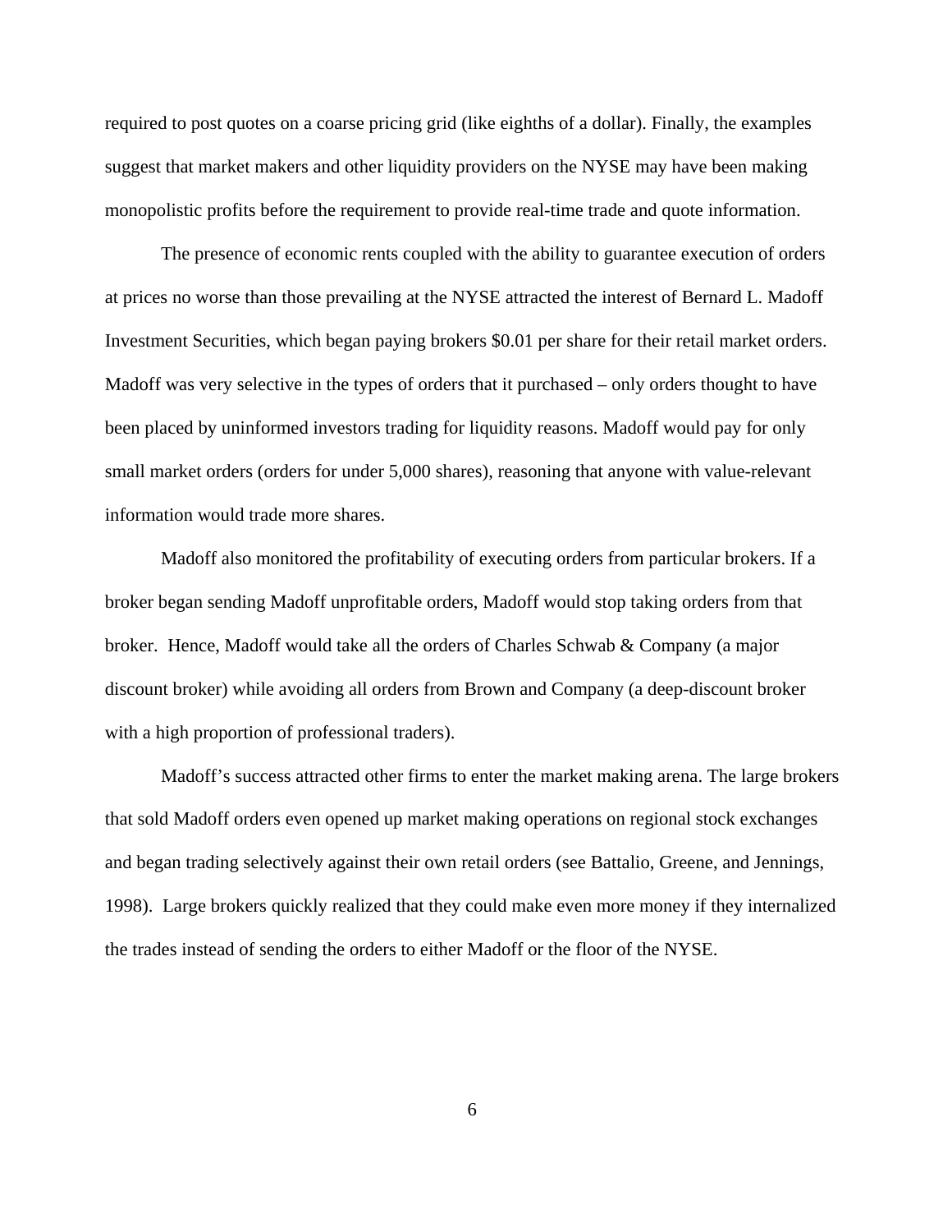required to post quotes on a coarse pricing grid (like eighths of a dollar). Finally, the examples suggest that market makers and other liquidity providers on the NYSE may have been making monopolistic profits before the requirement to provide real-time trade and quote information.

The presence of economic rents coupled with the ability to guarantee execution of orders at prices no worse than those prevailing at the NYSE attracted the interest of Bernard L. Madoff Investment Securities, which began paying brokers $0.01 per share for their retail market orders. Madoff was very selective in the types of orders that it purchased – only orders thought to have been placed by uninformed investors trading for liquidity reasons. Madoff would pay for only small market orders (orders for under 5,000 shares), reasoning that anyone with value-relevant information would trade more shares.

Madoff also monitored the profitability of executing orders from particular brokers. If a broker began sending Madoff unprofitable orders, Madoff would stop taking orders from that broker. Hence, Madoff would take all the orders of Charles Schwab & Company (a major discount broker) while avoiding all orders from Brown and Company (a deep-discount broker with a high proportion of professional traders).

Madoff's success attracted other firms to enter the market making arena. The large brokers that sold Madoff orders even opened up market making operations on regional stock exchanges and began trading selectively against their own retail orders (see Battalio, Greene, and Jennings, 1998). Large brokers quickly realized that they could make even more money if they internalized the trades instead of sending the orders to either Madoff or the floor of the NYSE.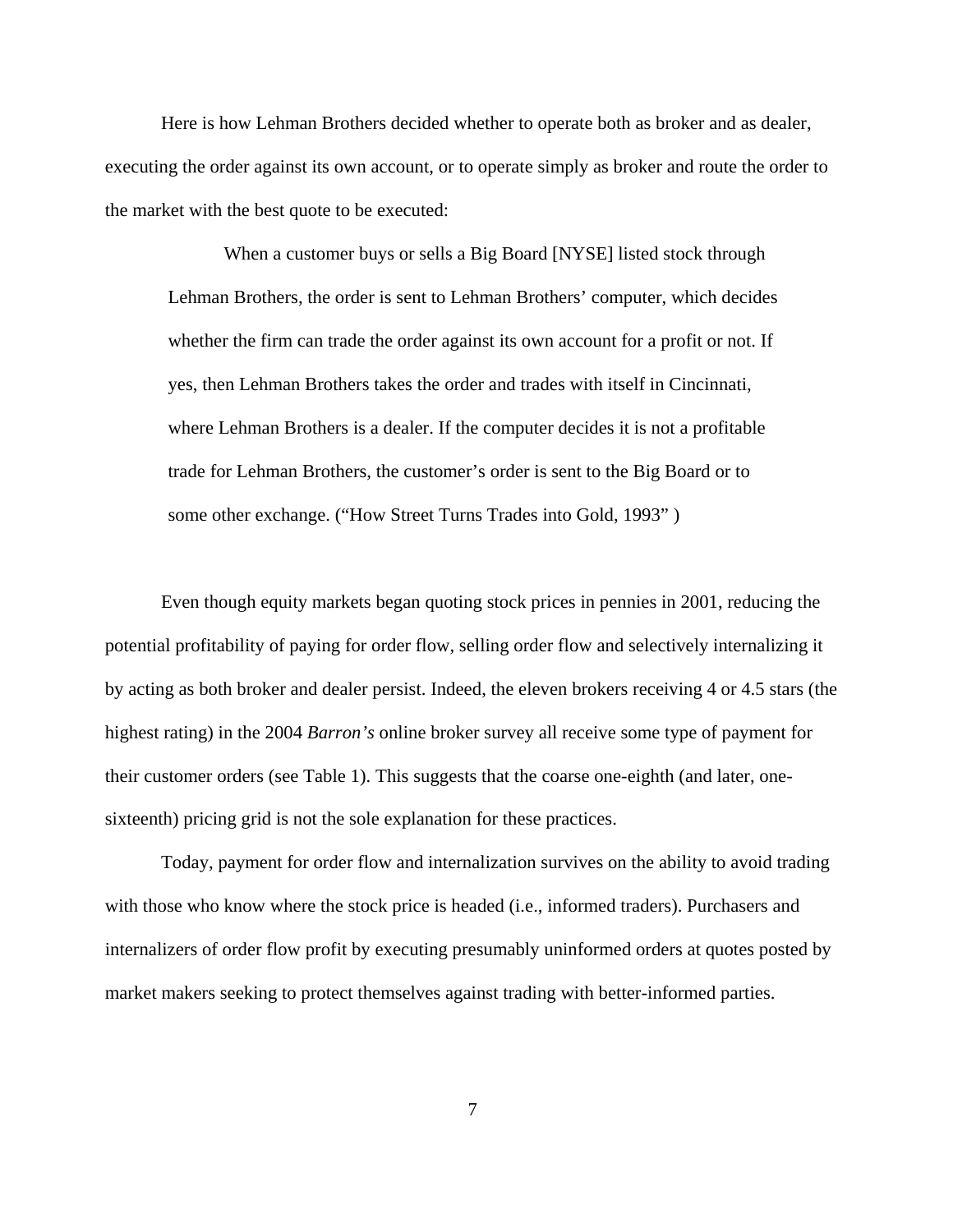Here is how Lehman Brothers decided whether to operate both as broker and as dealer, executing the order against its own account, or to operate simply as broker and route the order to the market with the best quote to be executed:

> When a customer buys or sells a Big Board [NYSE] listed stock through Lehman Brothers, the order is sent to Lehman Brothers' computer, which decides whether the firm can trade the order against its own account for a profit or not. If yes, then Lehman Brothers takes the order and trades with itself in Cincinnati, where Lehman Brothers is a dealer. If the computer decides it is not a profitable trade for Lehman Brothers, the customer's order is sent to the Big Board or to some other exchange. ("How Street Turns Trades into Gold, 1993" )

Even though equity markets began quoting stock prices in pennies in 2001, reducing the potential profitability of paying for order flow, selling order flow and selectively internalizing it by acting as both broker and dealer persist. Indeed, the eleven brokers receiving 4 or 4.5 stars (the highest rating) in the 2004 *Barron's* online broker survey all receive some type of payment for their customer orders (see Table 1). This suggests that the coarse one-eighth (and later, one-sixteenth) pricing grid is not the sole explanation for these practices.

Today, payment for order flow and internalization survives on the ability to avoid trading with those who know where the stock price is headed (i.e., informed traders). Purchasers and internalizers of order flow profit by executing presumably uninformed orders at quotes posted by market makers seeking to protect themselves against trading with better-informed parties.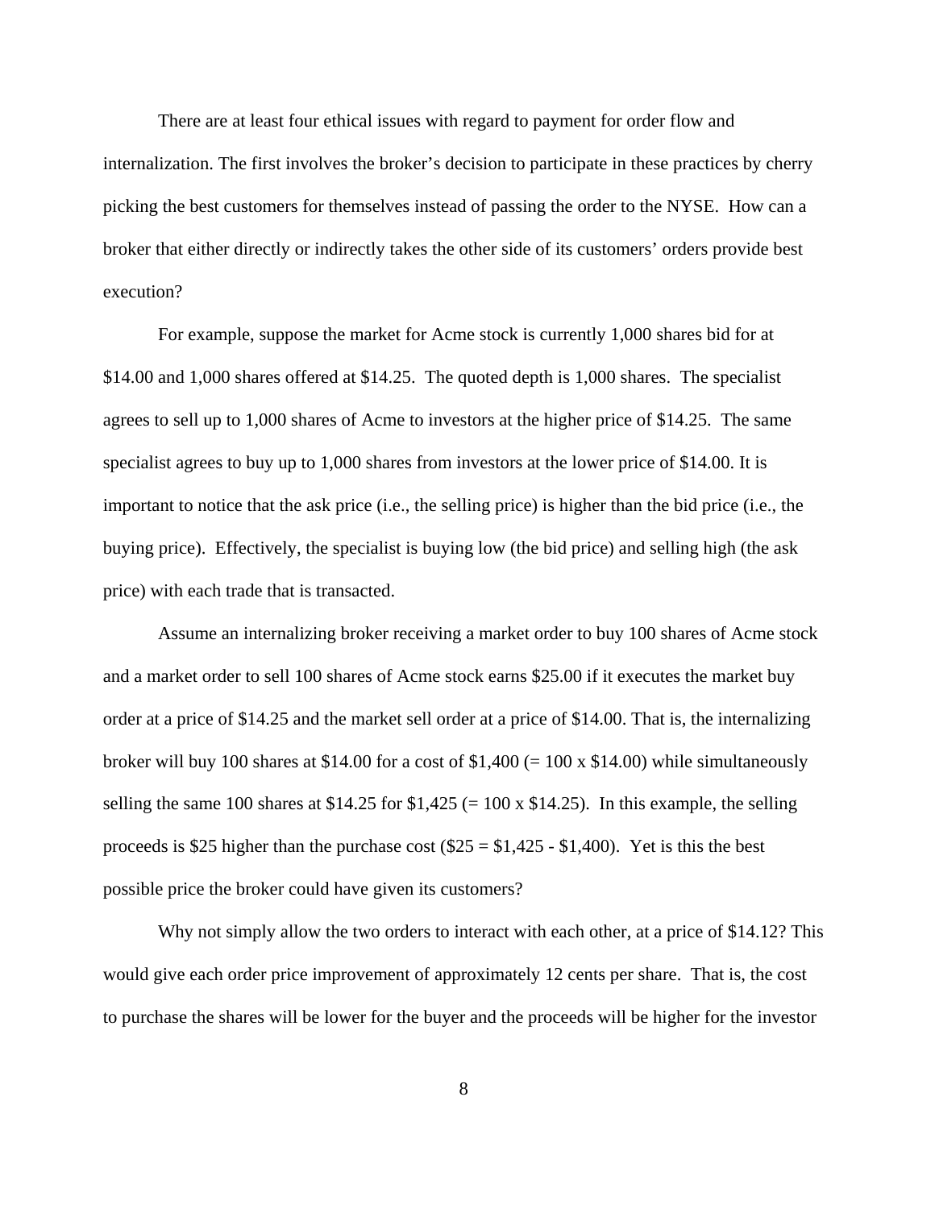There are at least four ethical issues with regard to payment for order flow and internalization. The first involves the broker's decision to participate in these practices by cherry picking the best customers for themselves instead of passing the order to the NYSE. How can a broker that either directly or indirectly takes the other side of its customers' orders provide best execution?

For example, suppose the market for Acme stock is currently 1,000 shares bid for at $14.00 and 1,000 shares offered at $14.25. The quoted depth is 1,000 shares. The specialist agrees to sell up to 1,000 shares of Acme to investors at the higher price of $14.25. The same specialist agrees to buy up to 1,000 shares from investors at the lower price of $14.00. It is important to notice that the ask price (i.e., the selling price) is higher than the bid price (i.e., the buying price). Effectively, the specialist is buying low (the bid price) and selling high (the ask price) with each trade that is transacted.

Assume an internalizing broker receiving a market order to buy 100 shares of Acme stock and a market order to sell 100 shares of Acme stock earns $25.00 if it executes the market buy order at a price of $14.25 and the market sell order at a price of $14.00. That is, the internalizing broker will buy 100 shares at $14.00 for a cost of $1,400 (= 100 x $14.00) while simultaneously selling the same 100 shares at $14.25 for $1,425 (= 100 x $14.25). In this example, the selling proceeds is $25 higher than the purchase cost ($25 = $1,425 - $1,400). Yet is this the best possible price the broker could have given its customers?

Why not simply allow the two orders to interact with each other, at a price of $14.12? This would give each order price improvement of approximately 12 cents per share. That is, the cost to purchase the shares will be lower for the buyer and the proceeds will be higher for the investor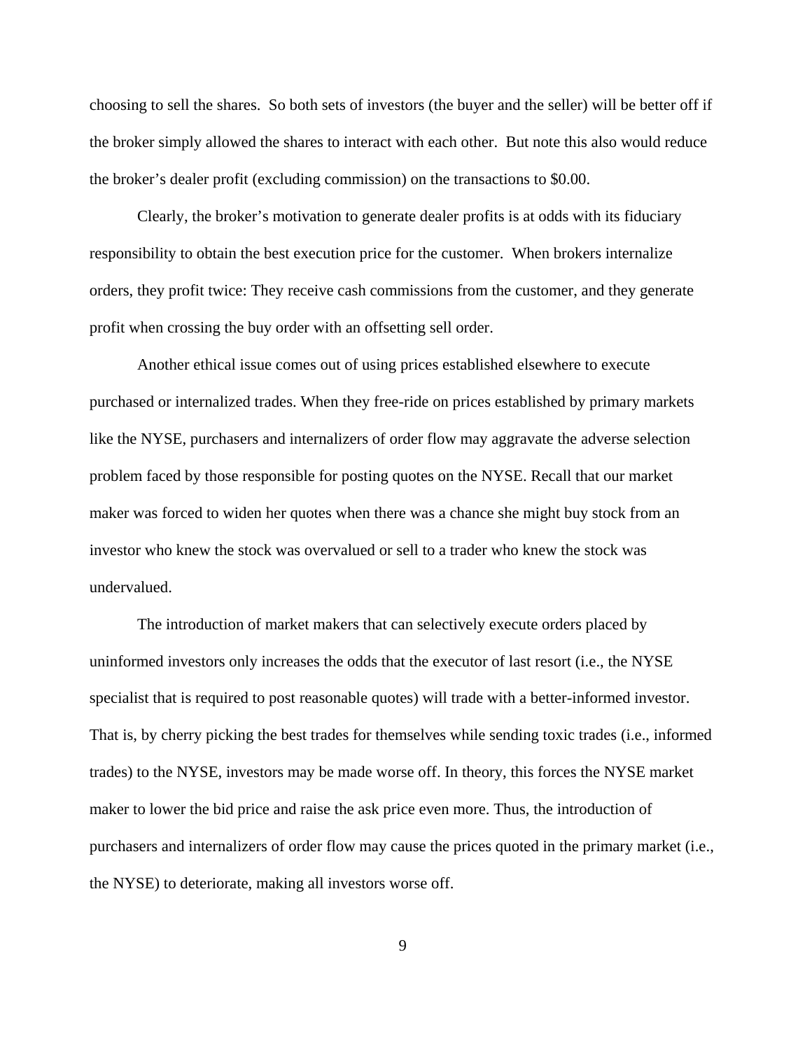choosing to sell the shares. So both sets of investors (the buyer and the seller) will be better off if the broker simply allowed the shares to interact with each other. But note this also would reduce the broker's dealer profit (excluding commission) on the transactions to $0.00.

Clearly, the broker's motivation to generate dealer profits is at odds with its fiduciary responsibility to obtain the best execution price for the customer. When brokers internalize orders, they profit twice: They receive cash commissions from the customer, and they generate profit when crossing the buy order with an offsetting sell order.

Another ethical issue comes out of using prices established elsewhere to execute purchased or internalized trades. When they free-ride on prices established by primary markets like the NYSE, purchasers and internalizers of order flow may aggravate the adverse selection problem faced by those responsible for posting quotes on the NYSE. Recall that our market maker was forced to widen her quotes when there was a chance she might buy stock from an investor who knew the stock was overvalued or sell to a trader who knew the stock was undervalued.

The introduction of market makers that can selectively execute orders placed by uninformed investors only increases the odds that the executor of last resort (i.e., the NYSE specialist that is required to post reasonable quotes) will trade with a better-informed investor. That is, by cherry picking the best trades for themselves while sending toxic trades (i.e., informed trades) to the NYSE, investors may be made worse off. In theory, this forces the NYSE market maker to lower the bid price and raise the ask price even more. Thus, the introduction of purchasers and internalizers of order flow may cause the prices quoted in the primary market (i.e., the NYSE) to deteriorate, making all investors worse off.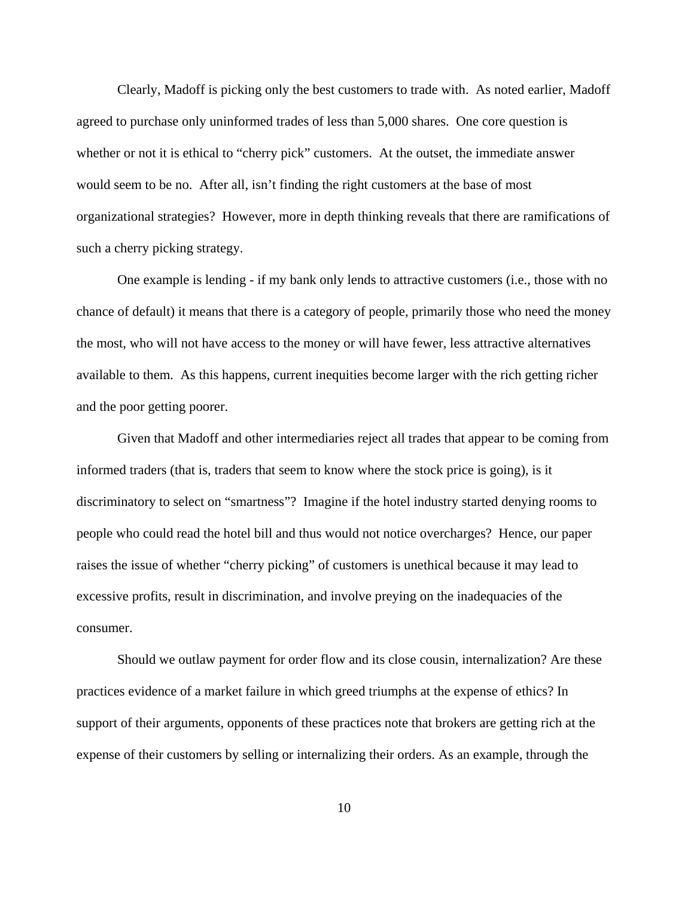Clearly, Madoff is picking only the best customers to trade with. As noted earlier, Madoff agreed to purchase only uninformed trades of less than 5,000 shares. One core question is whether or not it is ethical to "cherry pick" customers. At the outset, the immediate answer would seem to be no. After all, isn't finding the right customers at the base of most organizational strategies? However, more in depth thinking reveals that there are ramifications of such a cherry picking strategy.

One example is lending - if my bank only lends to attractive customers (i.e., those with no chance of default) it means that there is a category of people, primarily those who need the money the most, who will not have access to the money or will have fewer, less attractive alternatives available to them. As this happens, current inequities become larger with the rich getting richer and the poor getting poorer.

Given that Madoff and other intermediaries reject all trades that appear to be coming from informed traders (that is, traders that seem to know where the stock price is going), is it discriminatory to select on "smartness"? Imagine if the hotel industry started denying rooms to people who could read the hotel bill and thus would not notice overcharges? Hence, our paper raises the issue of whether "cherry picking" of customers is unethical because it may lead to excessive profits, result in discrimination, and involve preying on the inadequacies of the consumer.

Should we outlaw payment for order flow and its close cousin, internalization? Are these practices evidence of a market failure in which greed triumphs at the expense of ethics? In support of their arguments, opponents of these practices note that brokers are getting rich at the expense of their customers by selling or internalizing their orders. As an example, through the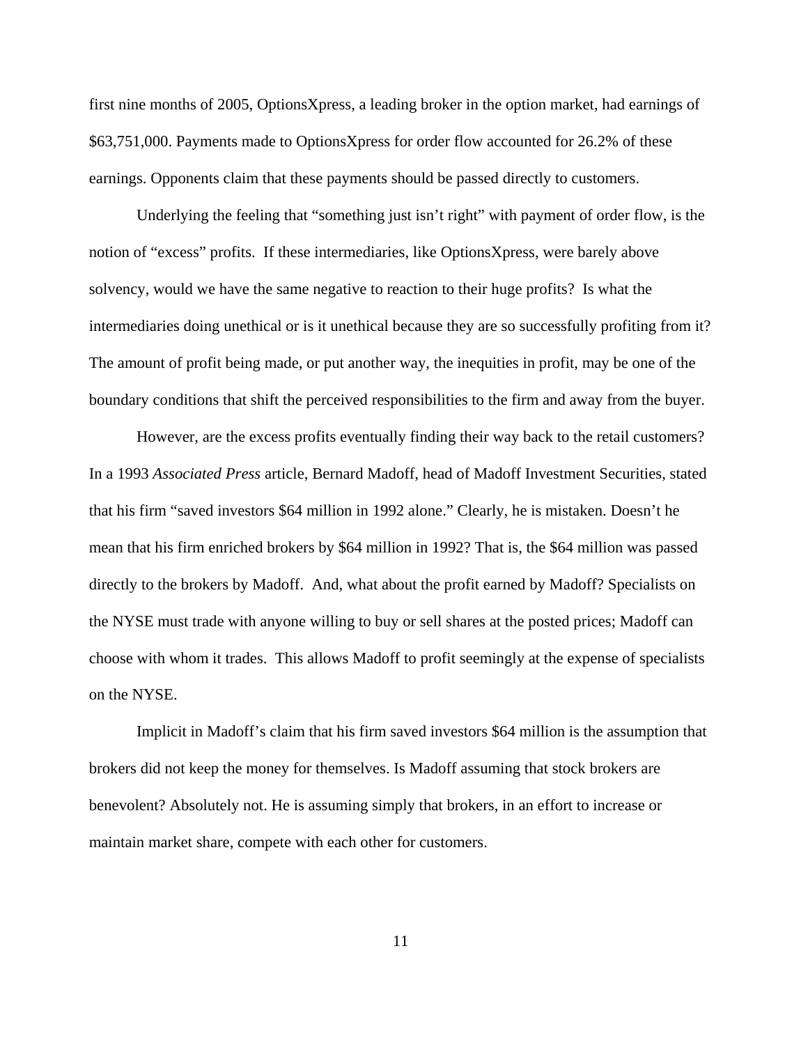first nine months of 2005, OptionsXpress, a leading broker in the option market, had earnings of $63,751,000. Payments made to OptionsXpress for order flow accounted for 26.2% of these earnings. Opponents claim that these payments should be passed directly to customers.

Underlying the feeling that "something just isn't right" with payment of order flow, is the notion of "excess" profits. If these intermediaries, like OptionsXpress, were barely above solvency, would we have the same negative to reaction to their huge profits? Is what the intermediaries doing unethical or is it unethical because they are so successfully profiting from it? The amount of profit being made, or put another way, the inequities in profit, may be one of the boundary conditions that shift the perceived responsibilities to the firm and away from the buyer.

However, are the excess profits eventually finding their way back to the retail customers? In a 1993 *Associated Press* article, Bernard Madoff, head of Madoff Investment Securities, stated that his firm "saved investors $64 million in 1992 alone." Clearly, he is mistaken. Doesn't he mean that his firm enriched brokers by $64 million in 1992? That is, the $64 million was passed directly to the brokers by Madoff. And, what about the profit earned by Madoff? Specialists on the NYSE must trade with anyone willing to buy or sell shares at the posted prices; Madoff can choose with whom it trades. This allows Madoff to profit seemingly at the expense of specialists on the NYSE.

Implicit in Madoff's claim that his firm saved investors $64 million is the assumption that brokers did not keep the money for themselves. Is Madoff assuming that stock brokers are benevolent? Absolutely not. He is assuming simply that brokers, in an effort to increase or maintain market share, compete with each other for customers.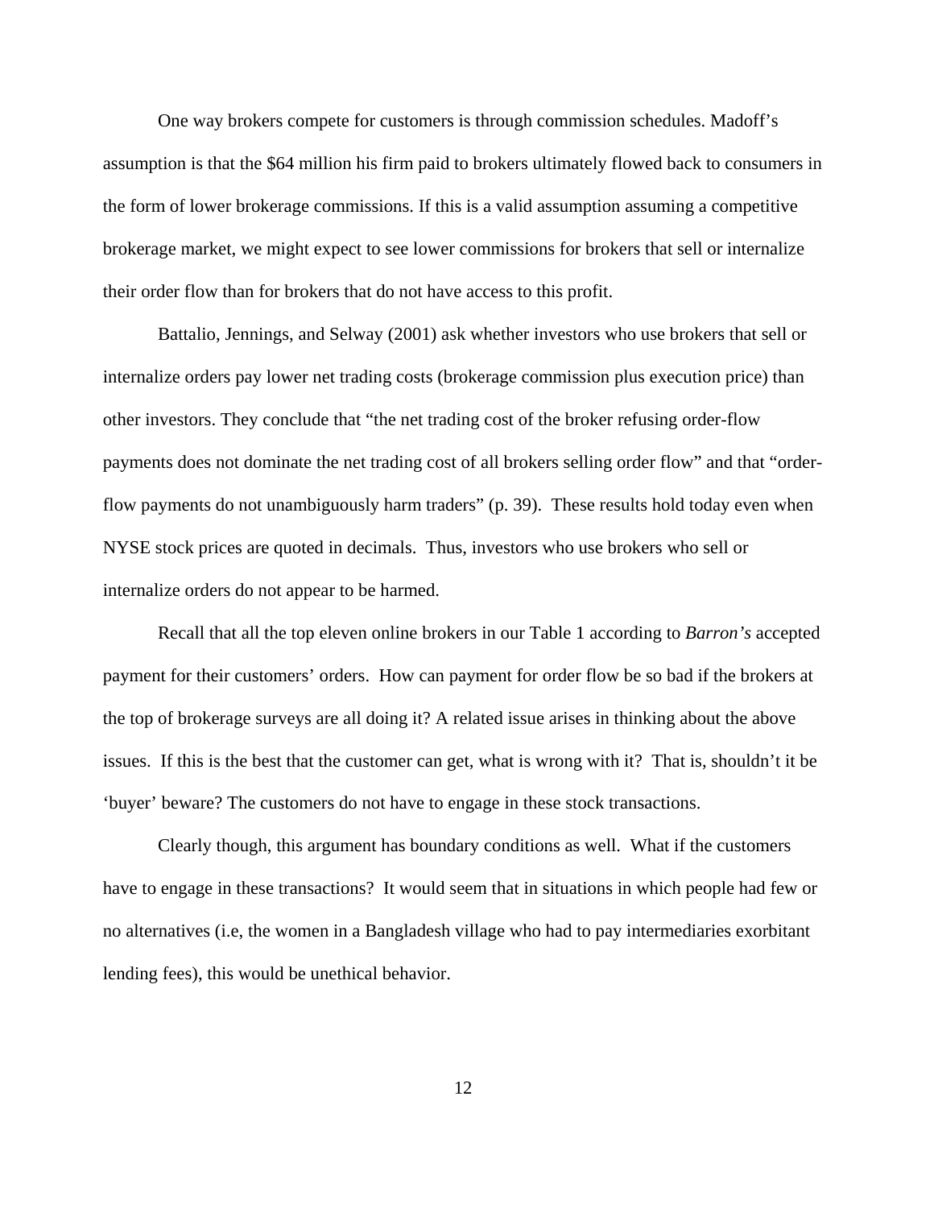One way brokers compete for customers is through commission schedules. Madoff's assumption is that the $64 million his firm paid to brokers ultimately flowed back to consumers in the form of lower brokerage commissions. If this is a valid assumption assuming a competitive brokerage market, we might expect to see lower commissions for brokers that sell or internalize their order flow than for brokers that do not have access to this profit.

Battalio, Jennings, and Selway (2001) ask whether investors who use brokers that sell or internalize orders pay lower net trading costs (brokerage commission plus execution price) than other investors. They conclude that "the net trading cost of the broker refusing order-flow payments does not dominate the net trading cost of all brokers selling order flow" and that "order-flow payments do not unambiguously harm traders" (p. 39). These results hold today even when NYSE stock prices are quoted in decimals. Thus, investors who use brokers who sell or internalize orders do not appear to be harmed.

Recall that all the top eleven online brokers in our Table 1 according to *Barron's* accepted payment for their customers' orders. How can payment for order flow be so bad if the brokers at the top of brokerage surveys are all doing it? A related issue arises in thinking about the above issues. If this is the best that the customer can get, what is wrong with it? That is, shouldn't it be 'buyer' beware? The customers do not have to engage in these stock transactions.

Clearly though, this argument has boundary conditions as well. What if the customers have to engage in these transactions? It would seem that in situations in which people had few or no alternatives (i.e, the women in a Bangladesh village who had to pay intermediaries exorbitant lending fees), this would be unethical behavior.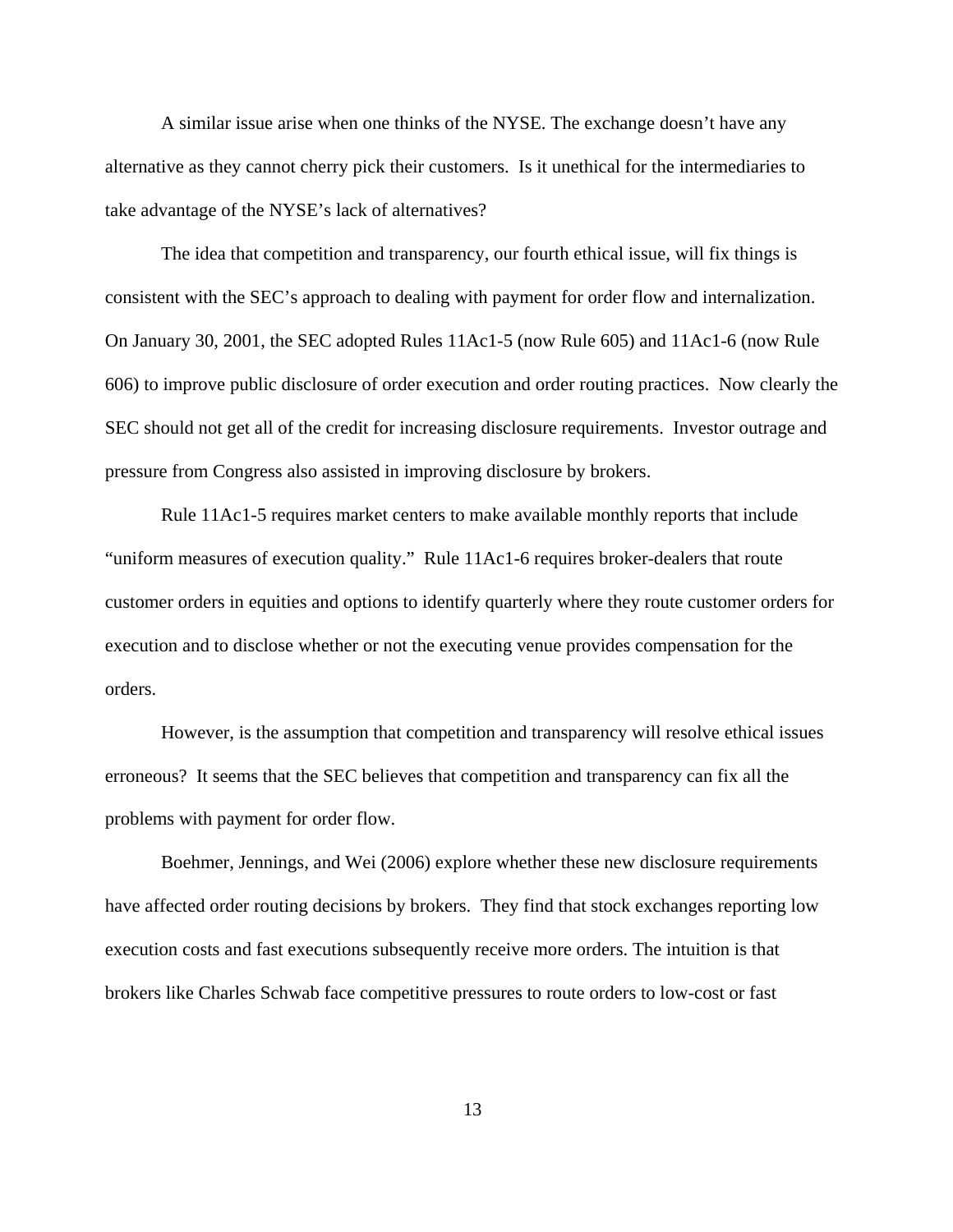A similar issue arise when one thinks of the NYSE. The exchange doesn't have any alternative as they cannot cherry pick their customers. Is it unethical for the intermediaries to take advantage of the NYSE's lack of alternatives?

The idea that competition and transparency, our fourth ethical issue, will fix things is consistent with the SEC's approach to dealing with payment for order flow and internalization. On January 30, 2001, the SEC adopted Rules 11Ac1-5 (now Rule 605) and 11Ac1-6 (now Rule 606) to improve public disclosure of order execution and order routing practices. Now clearly the SEC should not get all of the credit for increasing disclosure requirements. Investor outrage and pressure from Congress also assisted in improving disclosure by brokers.

Rule 11Ac1-5 requires market centers to make available monthly reports that include "uniform measures of execution quality." Rule 11Ac1-6 requires broker-dealers that route customer orders in equities and options to identify quarterly where they route customer orders for execution and to disclose whether or not the executing venue provides compensation for the orders.

However, is the assumption that competition and transparency will resolve ethical issues erroneous? It seems that the SEC believes that competition and transparency can fix all the problems with payment for order flow.

Boehmer, Jennings, and Wei (2006) explore whether these new disclosure requirements have affected order routing decisions by brokers. They find that stock exchanges reporting low execution costs and fast executions subsequently receive more orders. The intuition is that brokers like Charles Schwab face competitive pressures to route orders to low-cost or fast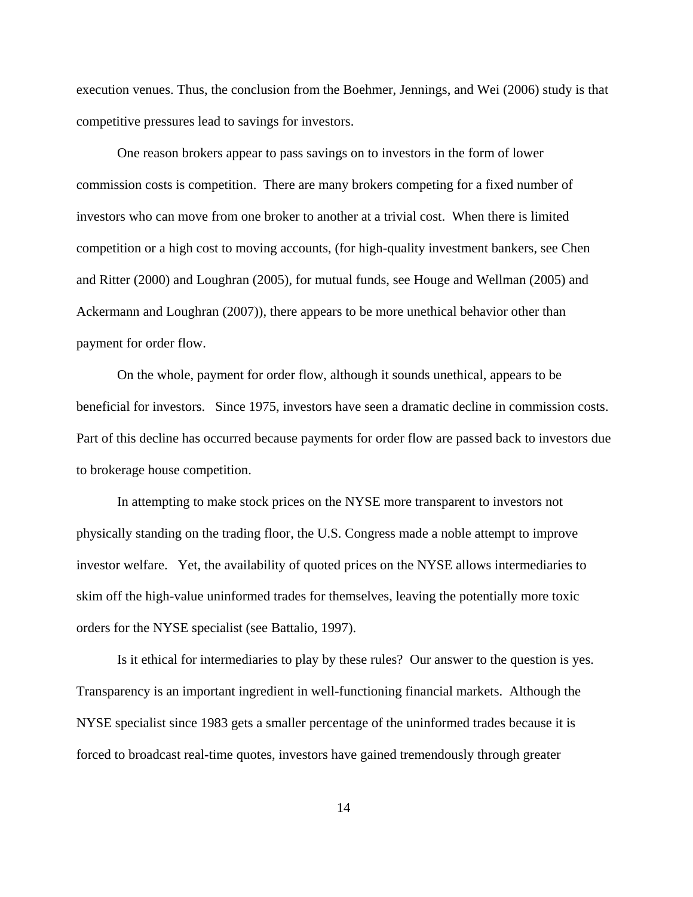execution venues. Thus, the conclusion from the Boehmer, Jennings, and Wei (2006) study is that competitive pressures lead to savings for investors.

One reason brokers appear to pass savings on to investors in the form of lower commission costs is competition. There are many brokers competing for a fixed number of investors who can move from one broker to another at a trivial cost. When there is limited competition or a high cost to moving accounts, (for high-quality investment bankers, see Chen and Ritter (2000) and Loughran (2005), for mutual funds, see Houge and Wellman (2005) and Ackermann and Loughran (2007)), there appears to be more unethical behavior other than payment for order flow.

On the whole, payment for order flow, although it sounds unethical, appears to be beneficial for investors. Since 1975, investors have seen a dramatic decline in commission costs. Part of this decline has occurred because payments for order flow are passed back to investors due to brokerage house competition.

In attempting to make stock prices on the NYSE more transparent to investors not physically standing on the trading floor, the U.S. Congress made a noble attempt to improve investor welfare. Yet, the availability of quoted prices on the NYSE allows intermediaries to skim off the high-value uninformed trades for themselves, leaving the potentially more toxic orders for the NYSE specialist (see Battalio, 1997).

Is it ethical for intermediaries to play by these rules? Our answer to the question is yes. Transparency is an important ingredient in well-functioning financial markets. Although the NYSE specialist since 1983 gets a smaller percentage of the uninformed trades because it is forced to broadcast real-time quotes, investors have gained tremendously through greater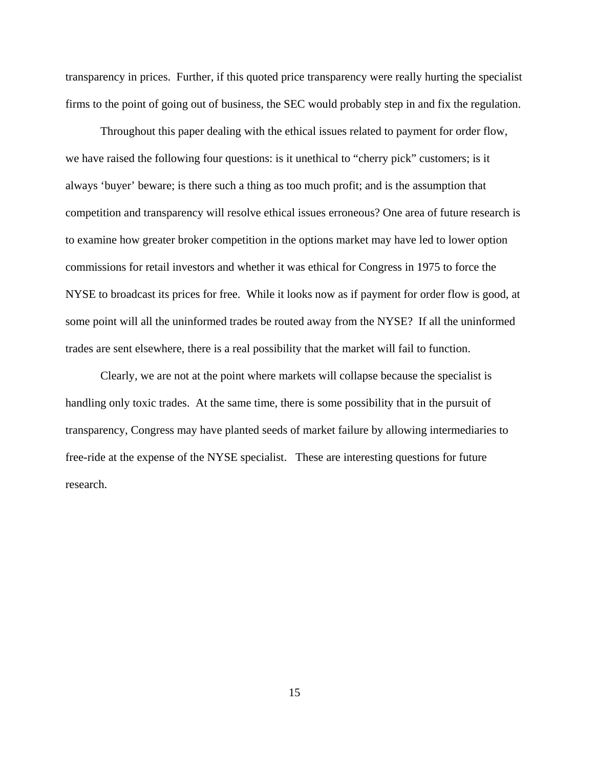transparency in prices. Further, if this quoted price transparency were really hurting the specialist firms to the point of going out of business, the SEC would probably step in and fix the regulation.

Throughout this paper dealing with the ethical issues related to payment for order flow, we have raised the following four questions: is it unethical to "cherry pick" customers; is it always 'buyer' beware; is there such a thing as too much profit; and is the assumption that competition and transparency will resolve ethical issues erroneous? One area of future research is to examine how greater broker competition in the options market may have led to lower option commissions for retail investors and whether it was ethical for Congress in 1975 to force the NYSE to broadcast its prices for free. While it looks now as if payment for order flow is good, at some point will all the uninformed trades be routed away from the NYSE? If all the uninformed trades are sent elsewhere, there is a real possibility that the market will fail to function.

Clearly, we are not at the point where markets will collapse because the specialist is handling only toxic trades. At the same time, there is some possibility that in the pursuit of transparency, Congress may have planted seeds of market failure by allowing intermediaries to free-ride at the expense of the NYSE specialist. These are interesting questions for future research.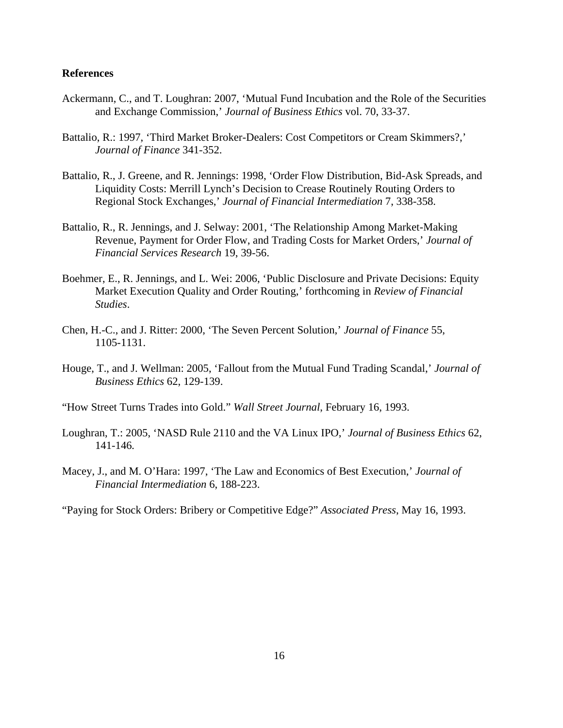## References

Ackermann, C., and T. Loughran: 2007, 'Mutual Fund Incubation and the Role of the Securities and Exchange Commission,' *Journal of Business Ethics* vol. 70, 33-37.

Battalio, R.: 1997, 'Third Market Broker-Dealers: Cost Competitors or Cream Skimmers?,' *Journal of Finance* 341-352.

Battalio, R., J. Greene, and R. Jennings: 1998, 'Order Flow Distribution, Bid-Ask Spreads, and Liquidity Costs: Merrill Lynch's Decision to Crease Routinely Routing Orders to Regional Stock Exchanges,' *Journal of Financial Intermediation* 7, 338-358.

Battalio, R., R. Jennings, and J. Selway: 2001, 'The Relationship Among Market-Making Revenue, Payment for Order Flow, and Trading Costs for Market Orders,' *Journal of Financial Services Research* 19, 39-56.

Boehmer, E., R. Jennings, and L. Wei: 2006, 'Public Disclosure and Private Decisions: Equity Market Execution Quality and Order Routing,' forthcoming in *Review of Financial Studies*.

Chen, H.-C., and J. Ritter: 2000, 'The Seven Percent Solution,' *Journal of Finance* 55, 1105-1131.

Houge, T., and J. Wellman: 2005, 'Fallout from the Mutual Fund Trading Scandal,' *Journal of Business Ethics* 62, 129-139.

"How Street Turns Trades into Gold." *Wall Street Journal*, February 16, 1993.

Loughran, T.: 2005, 'NASD Rule 2110 and the VA Linux IPO,' *Journal of Business Ethics* 62, 141-146.

Macey, J., and M. O'Hara: 1997, 'The Law and Economics of Best Execution,' *Journal of Financial Intermediation* 6, 188-223.

"Paying for Stock Orders: Bribery or Competitive Edge?" *Associated Press*, May 16, 1993.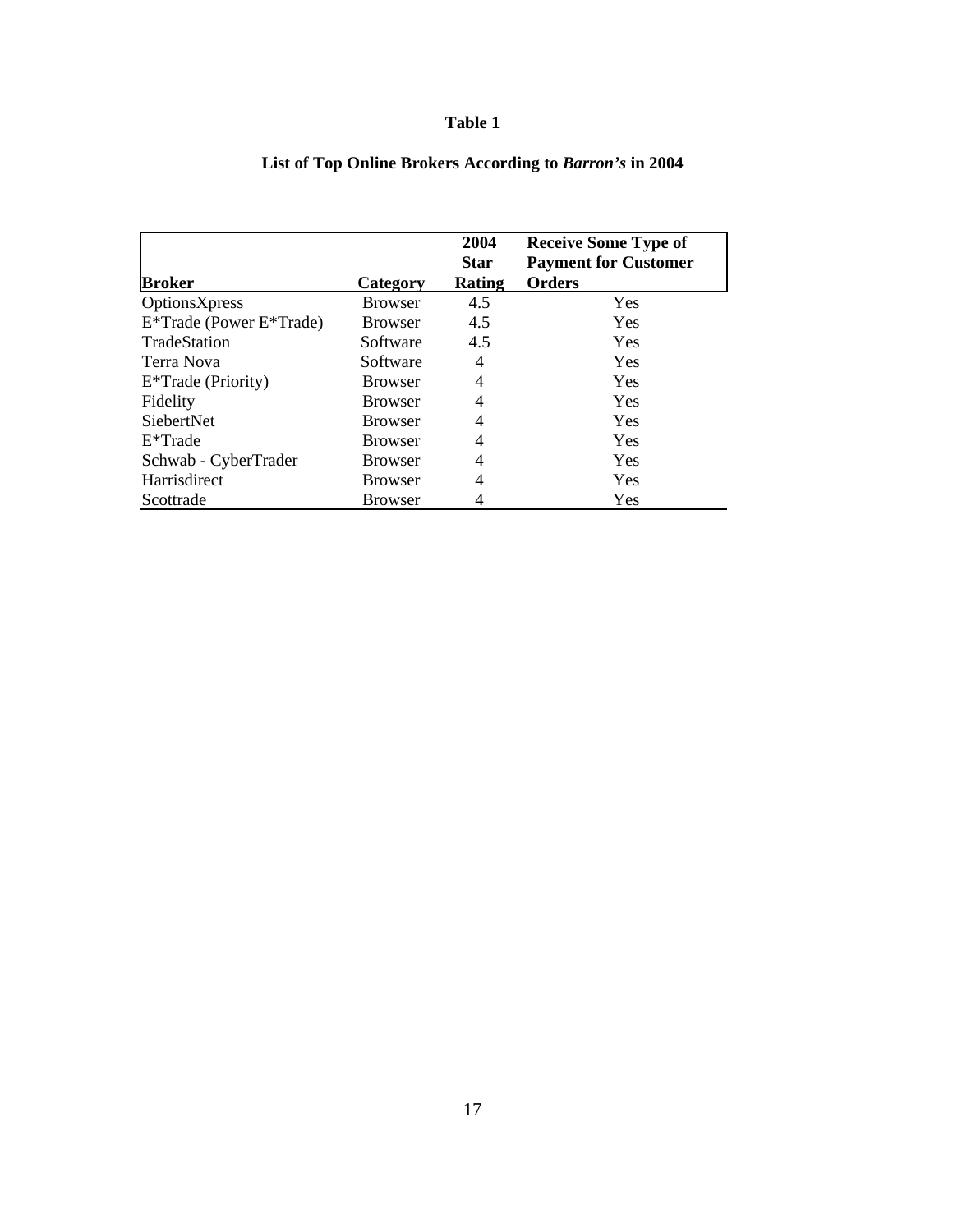**Table 1**

**List of Top Online Brokers According to *Barron's* in 2004**

| Broker | Category | 2004 Star Rating | Receive Some Type of Payment for Customer Orders |
|---|---|---|---|
| OptionsXpress | Browser | 4.5 | Yes |
| E*Trade (Power E*Trade) | Browser | 4.5 | Yes |
| TradeStation | Software | 4.5 | Yes |
| Terra Nova | Software | 4 | Yes |
| E*Trade (Priority) | Browser | 4 | Yes |
| Fidelity | Browser | 4 | Yes |
| SiebertNet | Browser | 4 | Yes |
| E*Trade | Browser | 4 | Yes |
| Schwab - CyberTrader | Browser | 4 | Yes |
| Harrisdirect | Browser | 4 | Yes |
| Scottrade | Browser | 4 | Yes |